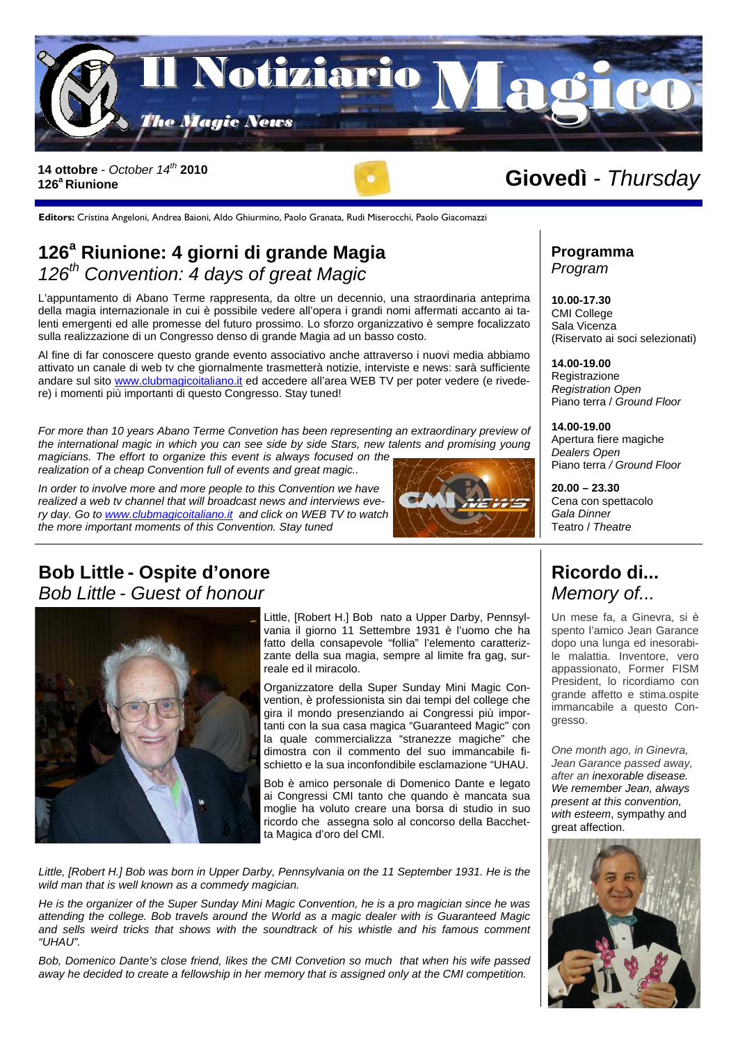# Il Notiziario Magico

*The Magic News*

**14 ottobre** - *October 14th* **2010**
**126a Riunione**

# Giovedì - *Thursday*

**Editors:** Cristina Angeloni, Andrea Baioni, Aldo Ghiurmino, Paolo Granata, Rudi Miserocchi, Paolo Giacomazzi

## 126a Riunione: 4 giorni di grande Magia
## *126th Convention: 4 days of great Magic*

L'appuntamento di Abano Terme rappresenta, da oltre un decennio, una straordinaria anteprima della magia internazionale in cui è possibile vedere all'opera i grandi nomi affermati accanto ai talenti emergenti ed alle promesse del futuro prossimo. Lo sforzo organizzativo è sempre focalizzato sulla realizzazione di un Congresso denso di grande Magia ad un basso costo.

Al fine di far conoscere questo grande evento associativo anche attraverso i nuovi media abbiamo attivato un canale di web tv che giornalmente trasmetterà notizie, interviste e news: sarà sufficiente andare sul sito www.clubmagicoitaliano.it ed accedere all'area WEB TV per poter vedere (e rivedere) i momenti più importanti di questo Congresso. Stay tuned!

*For more than 10 years Abano Terme Convetion has been representing an extraordinary preview of the international magic in which you can see side by side Stars, new talents and promising young magicians. The effort to organize this event is always focused on the realization of a cheap Convention full of events and great magic..*

*In order to involve more and more people to this Convention we have realized a web tv channel that will broadcast news and interviews every day. Go to www.clubmagicoitaliano.it and click on WEB TV to watch the more important moments of this Convention. Stay tuned*

## Programma
*Program*

**10.00-17.30**
CMI College
Sala Vicenza
(Riservato ai soci selezionati)

**14.00-19.00**
Registrazione
*Registration Open*
Piano terra / *Ground Floor*

**14.00-19.00**
Apertura fiere magiche
*Dealers Open*
Piano terra / *Ground Floor*

**20.00 – 23.30**
Cena con spettacolo
*Gala Dinner*
Teatro / *Theatre*

## Bob Little - Ospite d'onore
## *Bob Little - Guest of honour*

Little, [Robert H.] Bob nato a Upper Darby, Pennsylvania il giorno 11 Settembre 1931 è l'uomo che ha fatto della consapevole "follia" l'elemento caratterizzante della sua magia, sempre al limite fra gag, surreale ed il miracolo.

Organizzatore della Super Sunday Mini Magic Convention, è professionista sin dai tempi del college che gira il mondo presenziando ai Congressi più importanti con la sua casa magica "Guaranteed Magic" con la quale commercializza "stranezze magiche" che dimostra con il commento del suo immancabile fischietto e la sua inconfondibile esclamazione "UHAU.

Bob è amico personale di Domenico Dante e legato ai Congressi CMI tanto che quando è mancata sua moglie ha voluto creare una borsa di studio in suo ricordo che assegna solo al concorso della Bacchetta Magica d'oro del CMI.

*Little, [Robert H.] Bob was born in Upper Darby, Pennsylvania on the 11 September 1931. He is the wild man that is well known as a commedy magician.*

*He is the organizer of the Super Sunday Mini Magic Convention, he is a pro magician since he was attending the college. Bob travels around the World as a magic dealer with is Guaranteed Magic and sells weird tricks that shows with the soundtrack of his whistle and his famous comment "UHAU".*

*Bob, Domenico Dante's close friend, likes the CMI Convetion so much that when his wife passed away he decided to create a fellowship in her memory that is assigned only at the CMI competition.*

## Ricordo di...
## *Memory of...*

Un mese fa, a Ginevra, si è spento l'amico Jean Garance dopo una lunga ed inesorabile malattia. Inventore, vero appassionato, Former FISM President, lo ricordiamo con grande affetto e stima.ospite immancabile a questo Congresso.

*One month ago, in Ginevra, Jean Garance passed away, after an inexorable disease. We remember Jean, always present at this convention, with esteem*, sympathy and great affection.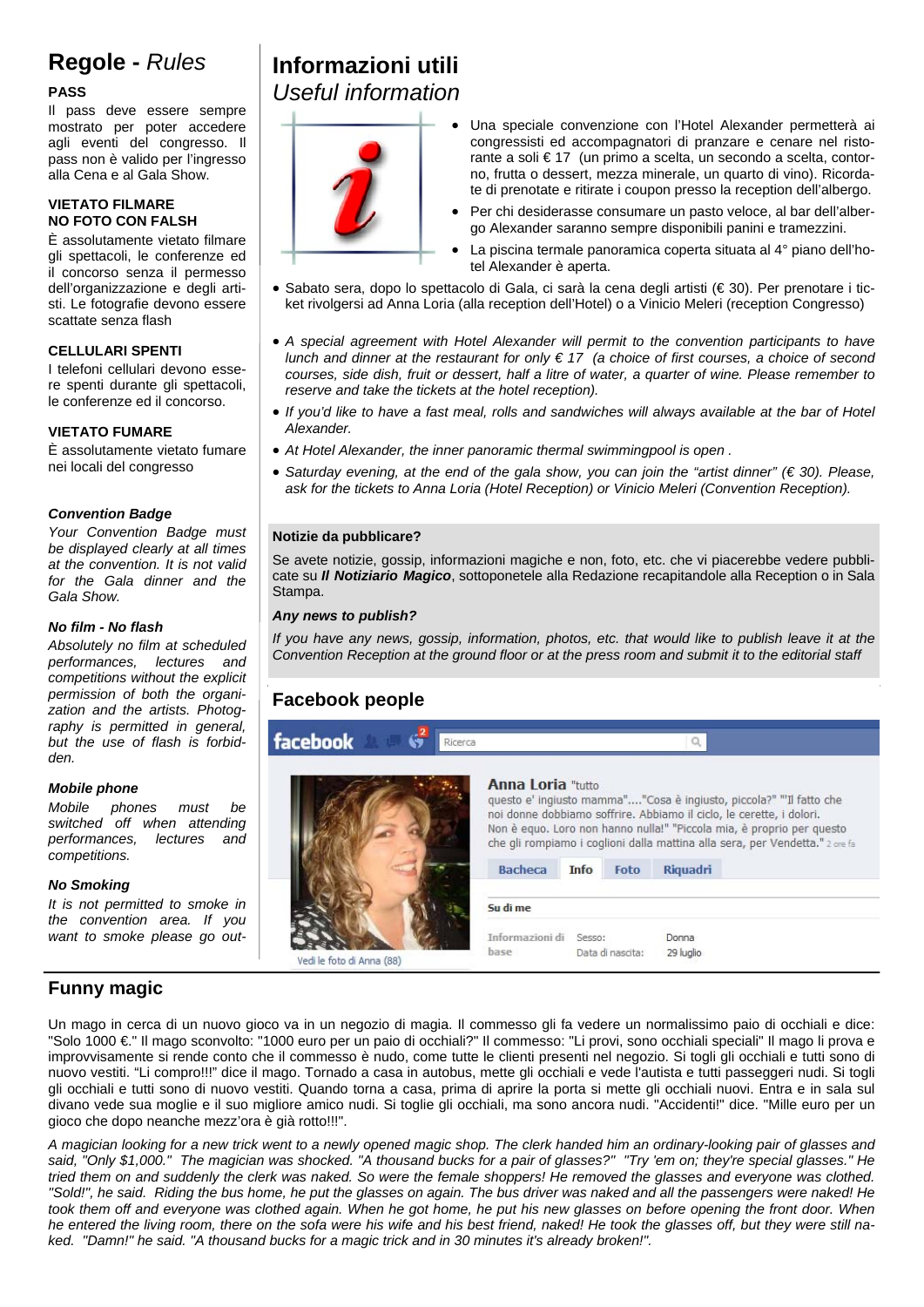## Regole - *Rules*

**PASS**

Il pass deve essere sempre mostrato per poter accedere agli eventi del congresso. Il pass non è valido per l'ingresso alla Cena e al Gala Show.

**VIETATO FILMARE**
**NO FOTO CON FALSH**

È assolutamente vietato filmare gli spettacoli, le conferenze ed il concorso senza il permesso dell'organizzazione e degli artisti. Le fotografie devono essere scattate senza flash

**CELLULARI SPENTI**

I telefoni cellulari devono essere spenti durante gli spettacoli, le conferenze ed il concorso.

**VIETATO FUMARE**

È assolutamente vietato fumare nei locali del congresso

***Convention Badge***

*Your Convention Badge must be displayed clearly at all times at the convention. It is not valid for the Gala dinner and the Gala Show.*

***No film - No flash***

*Absolutely no film at scheduled performances, lectures and competitions without the explicit permission of both the organization and the artists. Photography is permitted in general, but the use of flash is forbidden.*

***Mobile phone***

*Mobile phones must be switched off when attending performances, lectures and competitions.*

***No Smoking***

*It is not permitted to smoke in the convention area. If you want to smoke please go out-*

## Informazioni utili
## *Useful information*

- Una speciale convenzione con l'Hotel Alexander permetterà ai congressisti ed accompagnatori di pranzare e cenare nel ristorante a soli € 17 (un primo a scelta, un secondo a scelta, contorno, frutta o dessert, mezza minerale, un quarto di vino). Ricordate di prenotate e ritirate i coupon presso la reception dell'albergo.
- Per chi desiderasse consumare un pasto veloce, al bar dell'albergo Alexander saranno sempre disponibili panini e tramezzini.
- La piscina termale panoramica coperta situata al 4° piano dell'hotel Alexander è aperta.
- Sabato sera, dopo lo spettacolo di Gala, ci sarà la cena degli artisti (€ 30). Per prenotare i ticket rivolgersi ad Anna Loria (alla reception dell'Hotel) o a Vinicio Meleri (reception Congresso)

- *A special agreement with Hotel Alexander will permit to the convention participants to have lunch and dinner at the restaurant for only € 17 (a choice of first courses, a choice of second courses, side dish, fruit or dessert, half a litre of water, a quarter of wine. Please remember to reserve and take the tickets at the hotel reception).*
- *If you'd like to have a fast meal, rolls and sandwiches will always available at the bar of Hotel Alexander.*
- *At Hotel Alexander, the inner panoramic thermal swimmingpool is open .*
- *Saturday evening, at the end of the gala show, you can join the "artist dinner" (€ 30). Please, ask for the tickets to Anna Loria (Hotel Reception) or Vinicio Meleri (Convention Reception).*

**Notizie da pubblicare?**

Se avete notizie, gossip, informazioni magiche e non, foto, etc. che vi piacerebbe vedere pubblicate su ***Il Notiziario Magico***, sottoponetele alla Redazione recapitandole alla Reception o in Sala Stampa.

***Any news to publish?***

*If you have any news, gossip, information, photos, etc. that would like to publish leave it at the Convention Reception at the ground floor or at the press room and submit it to the editorial staff*

## Facebook people

facebook — Ricerca

**Anna Loria** "tutto questo e' ingiusto mamma"...."Cosa è ingiusto, piccola?" "Il fatto che noi donne dobbiamo soffrire. Abbiamo il ciclo, le cerette, i dolori. Non è equo. Loro non hanno nulla!" "Piccola mia, è proprio per questo che gli rompiamo i coglioni dalla mattina alla sera, per Vendetta." 2 ore fa

Bacheca | Info | Foto | Riquadri

Su di me

Informazioni di base — Sesso: Donna — Data di nascita: 29 luglio

Vedi le foto di Anna (88)

## Funny magic

Un mago in cerca di un nuovo gioco va in un negozio di magia. Il commesso gli fa vedere un normalissimo paio di occhiali e dice: "Solo 1000 €." Il mago sconvolto: "1000 euro per un paio di occhiali?" Il commesso: "Li provi, sono occhiali speciali" Il mago li prova e improvvisamente si rende conto che il commesso è nudo, come tutte le clienti presenti nel negozio. Si togli gli occhiali e tutti sono di nuovo vestiti. "Li compro!!!" dice il mago. Tornado a casa in autobus, mette gli occhiali e vede l'autista e tutti passeggeri nudi. Si togli gli occhiali e tutti sono di nuovo vestiti. Quando torna a casa, prima di aprire la porta si mette gli occhiali nuovi. Entra e in sala sul divano vede sua moglie e il suo migliore amico nudi. Si toglie gli occhiali, ma sono ancora nudi. "Accidenti!" dice. "Mille euro per un gioco che dopo neanche mezz'ora è già rotto!!!".

*A magician looking for a new trick went to a newly opened magic shop. The clerk handed him an ordinary-looking pair of glasses and said, "Only $1,000." The magician was shocked. "A thousand bucks for a pair of glasses?" "Try 'em on; they're special glasses." He tried them on and suddenly the clerk was naked. So were the female shoppers! He removed the glasses and everyone was clothed. "Sold!", he said. Riding the bus home, he put the glasses on again. The bus driver was naked and all the passengers were naked! He took them off and everyone was clothed again. When he got home, he put his new glasses on before opening the front door. When he entered the living room, there on the sofa were his wife and his best friend, naked! He took the glasses off, but they were still naked. "Damn!" he said. "A thousand bucks for a magic trick and in 30 minutes it's already broken!".*